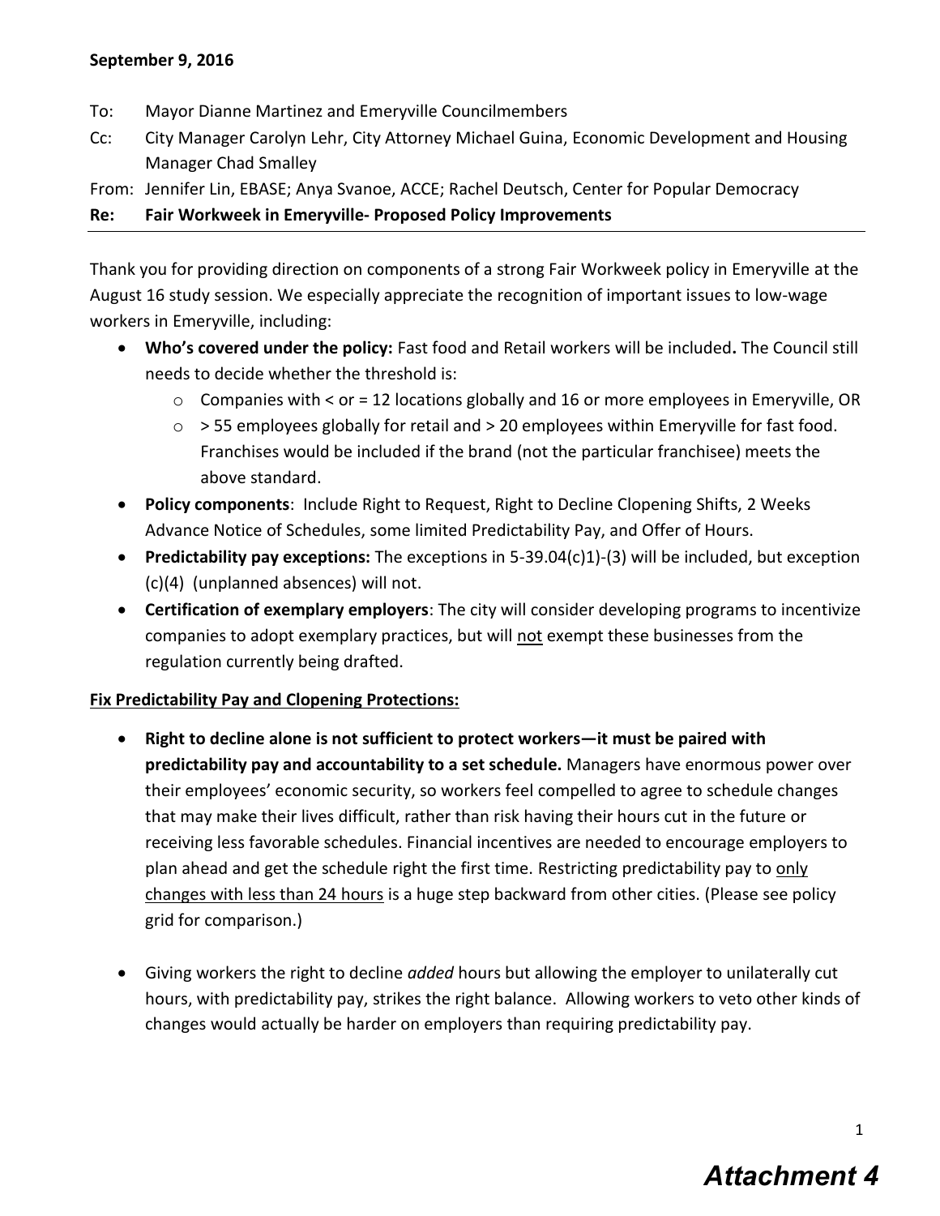**September 9, 2016**

To: Mayor Dianne Martinez and Emeryville Councilmembers

Cc: City Manager Carolyn Lehr, City Attorney Michael Guina, Economic Development and Housing Manager Chad Smalley

From: Jennifer Lin, EBASE; Anya Svanoe, ACCE; Rachel Deutsch, Center for Popular Democracy

**Re: Fair Workweek in Emeryville- Proposed Policy Improvements**

---

Thank you for providing direction on components of a strong Fair Workweek policy in Emeryville at the August 16 study session. We especially appreciate the recognition of important issues to low-wage workers in Emeryville, including:

- **Who's covered under the policy:** Fast food and Retail workers will be included**.** The Council still needs to decide whether the threshold is:
  - Companies with < or = 12 locations globally and 16 or more employees in Emeryville, OR
  - > 55 employees globally for retail and > 20 employees within Emeryville for fast food. Franchises would be included if the brand (not the particular franchisee) meets the above standard.
- **Policy components**: Include Right to Request, Right to Decline Clopening Shifts, 2 Weeks Advance Notice of Schedules, some limited Predictability Pay, and Offer of Hours.
- **Predictability pay exceptions:** The exceptions in 5-39.04(c)1)-(3) will be included, but exception (c)(4) (unplanned absences) will not.
- **Certification of exemplary employers**: The city will consider developing programs to incentivize companies to adopt exemplary practices, but will <u>not</u> exempt these businesses from the regulation currently being drafted.

**<u>Fix Predictability Pay and Clopening Protections:</u>**

- **Right to decline alone is not sufficient to protect workers—it must be paired with predictability pay and accountability to a set schedule.** Managers have enormous power over their employees' economic security, so workers feel compelled to agree to schedule changes that may make their lives difficult, rather than risk having their hours cut in the future or receiving less favorable schedules. Financial incentives are needed to encourage employers to plan ahead and get the schedule right the first time. Restricting predictability pay to <u>only changes with less than 24 hours</u> is a huge step backward from other cities. (Please see policy grid for comparison.)

- Giving workers the right to decline *added* hours but allowing the employer to unilaterally cut hours, with predictability pay, strikes the right balance. Allowing workers to veto other kinds of changes would actually be harder on employers than requiring predictability pay.

***Attachment 4***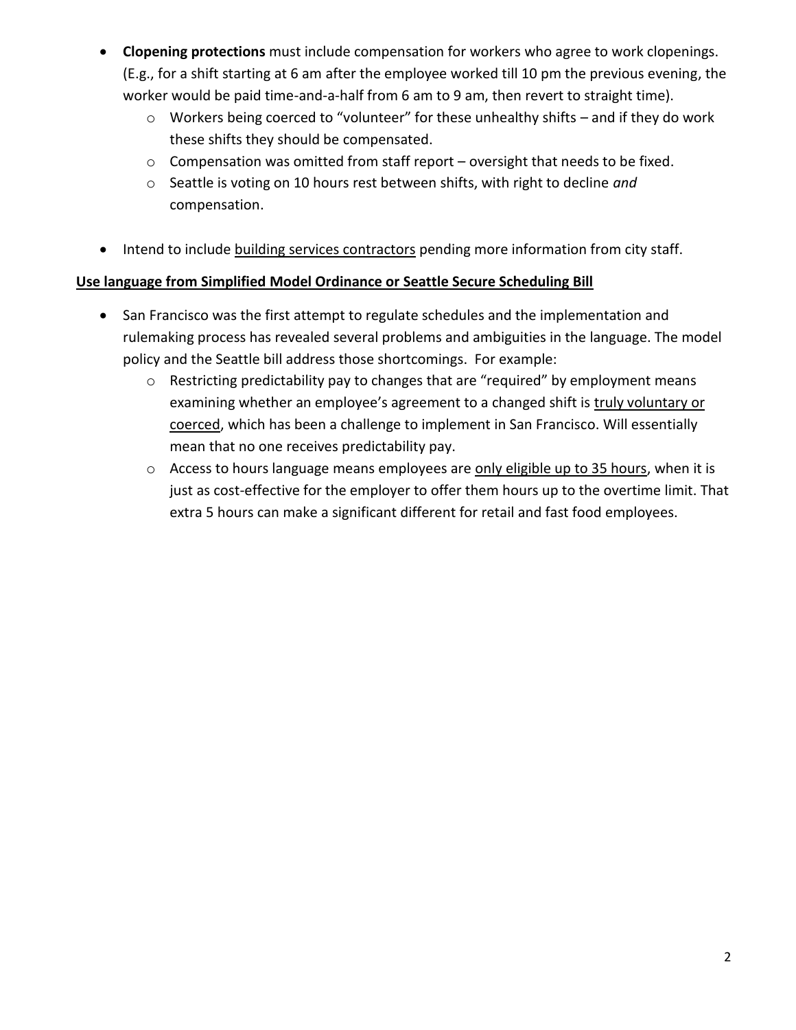- **Clopening protections** must include compensation for workers who agree to work clopenings. (E.g., for a shift starting at 6 am after the employee worked till 10 pm the previous evening, the worker would be paid time-and-a-half from 6 am to 9 am, then revert to straight time).
  - Workers being coerced to "volunteer" for these unhealthy shifts – and if they do work these shifts they should be compensated.
  - Compensation was omitted from staff report – oversight that needs to be fixed.
  - Seattle is voting on 10 hours rest between shifts, with right to decline *and* compensation.

- Intend to include building services contractors pending more information from city staff.

**Use language from Simplified Model Ordinance or Seattle Secure Scheduling Bill**

- San Francisco was the first attempt to regulate schedules and the implementation and rulemaking process has revealed several problems and ambiguities in the language. The model policy and the Seattle bill address those shortcomings. For example:
  - Restricting predictability pay to changes that are "required" by employment means examining whether an employee's agreement to a changed shift is truly voluntary or coerced, which has been a challenge to implement in San Francisco. Will essentially mean that no one receives predictability pay.
  - Access to hours language means employees are only eligible up to 35 hours, when it is just as cost-effective for the employer to offer them hours up to the overtime limit. That extra 5 hours can make a significant different for retail and fast food employees.